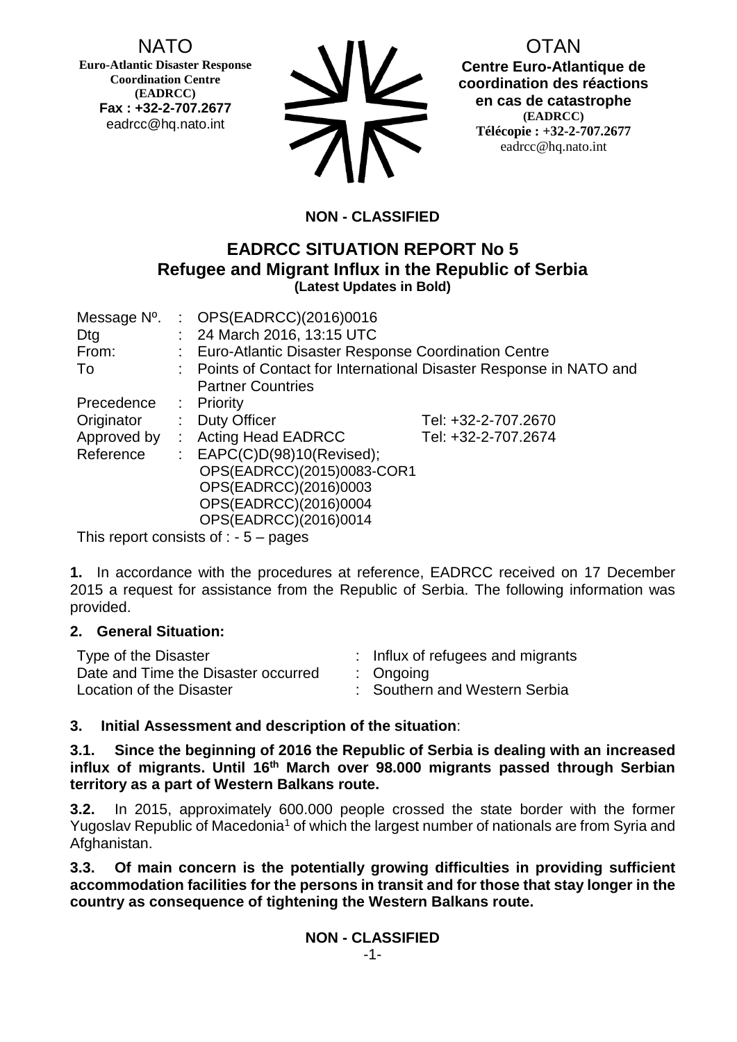NATO
**Euro-Atlantic Disaster Response Coordination Centre (EADRCC)**
**Fax : +32-2-707.2677**
eadrcc@hq.nato.int

OTAN
**Centre Euro-Atlantique de coordination des réactions en cas de catastrophe (EADRCC)**
**Télécopie : +32-2-707.2677**
eadrcc@hq.nato.int

**NON - CLASSIFIED**

## EADRCC SITUATION REPORT No 5
## Refugee and Migrant Influx in the Republic of Serbia
**(Latest Updates in Bold)**

| | | | |
|---|---|---|---|
| Message Nº. | : | OPS(EADRCC)(2016)0016 | |
| Dtg | : | 24 March 2016, 13:15 UTC | |
| From: | : | Euro-Atlantic Disaster Response Coordination Centre | |
| To | : | Points of Contact for International Disaster Response in NATO and Partner Countries | |
| Precedence | : | Priority | |
| Originator | : | Duty Officer | Tel: +32-2-707.2670 |
| Approved by | : | Acting Head EADRCC | Tel: +32-2-707.2674 |
| Reference | : | EAPC(C)D(98)10(Revised); OPS(EADRCC)(2015)0083-COR1 OPS(EADRCC)(2016)0003 OPS(EADRCC)(2016)0004 OPS(EADRCC)(2016)0014 | |

This report consists of : - 5 – pages

**1.** In accordance with the procedures at reference, EADRCC received on 17 December 2015 a request for assistance from the Republic of Serbia. The following information was provided.

**2. General Situation:**

| | | |
|---|---|---|
| Type of the Disaster | : | Influx of refugees and migrants |
| Date and Time the Disaster occurred | : | Ongoing |
| Location of the Disaster | : | Southern and Western Serbia |

**3. Initial Assessment and description of the situation**:

**3.1. Since the beginning of 2016 the Republic of Serbia is dealing with an increased influx of migrants. Until 16th March over 98.000 migrants passed through Serbian territory as a part of Western Balkans route.**

**3.2.** In 2015, approximately 600.000 people crossed the state border with the former Yugoslav Republic of Macedonia[1] of which the largest number of nationals are from Syria and Afghanistan.

**3.3. Of main concern is the potentially growing difficulties in providing sufficient accommodation facilities for the persons in transit and for those that stay longer in the country as consequence of tightening the Western Balkans route.**

**NON - CLASSIFIED**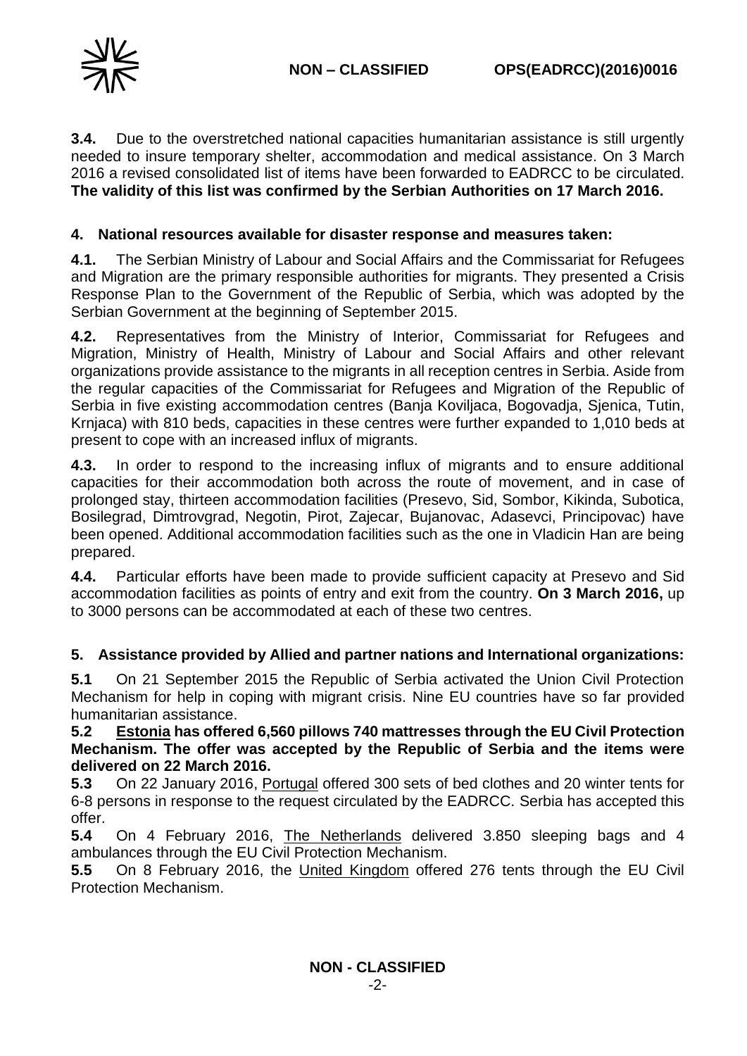**3.4.** Due to the overstretched national capacities humanitarian assistance is still urgently needed to insure temporary shelter, accommodation and medical assistance. On 3 March 2016 a revised consolidated list of items have been forwarded to EADRCC to be circulated. **The validity of this list was confirmed by the Serbian Authorities on 17 March 2016.**

## 4. National resources available for disaster response and measures taken:

**4.1.** The Serbian Ministry of Labour and Social Affairs and the Commissariat for Refugees and Migration are the primary responsible authorities for migrants. They presented a Crisis Response Plan to the Government of the Republic of Serbia, which was adopted by the Serbian Government at the beginning of September 2015.

**4.2.** Representatives from the Ministry of Interior, Commissariat for Refugees and Migration, Ministry of Health, Ministry of Labour and Social Affairs and other relevant organizations provide assistance to the migrants in all reception centres in Serbia. Aside from the regular capacities of the Commissariat for Refugees and Migration of the Republic of Serbia in five existing accommodation centres (Banja Koviljaca, Bogovadja, Sjenica, Tutin, Krnjaca) with 810 beds, capacities in these centres were further expanded to 1,010 beds at present to cope with an increased influx of migrants.

**4.3.** In order to respond to the increasing influx of migrants and to ensure additional capacities for their accommodation both across the route of movement, and in case of prolonged stay, thirteen accommodation facilities (Presevo, Sid, Sombor, Kikinda, Subotica, Bosilegrad, Dimtrovgrad, Negotin, Pirot, Zajecar, Bujanovac, Adasevci, Principovac) have been opened. Additional accommodation facilities such as the one in Vladicin Han are being prepared.

**4.4.** Particular efforts have been made to provide sufficient capacity at Presevo and Sid accommodation facilities as points of entry and exit from the country. **On 3 March 2016,** up to 3000 persons can be accommodated at each of these two centres.

## 5. Assistance provided by Allied and partner nations and International organizations:

**5.1** On 21 September 2015 the Republic of Serbia activated the Union Civil Protection Mechanism for help in coping with migrant crisis. Nine EU countries have so far provided humanitarian assistance.

**5.2** **Estonia has offered 6,560 pillows 740 mattresses through the EU Civil Protection Mechanism. The offer was accepted by the Republic of Serbia and the items were delivered on 22 March 2016.**

**5.3** On 22 January 2016, Portugal offered 300 sets of bed clothes and 20 winter tents for 6-8 persons in response to the request circulated by the EADRCC. Serbia has accepted this offer.

**5.4** On 4 February 2016, The Netherlands delivered 3.850 sleeping bags and 4 ambulances through the EU Civil Protection Mechanism.

**5.5** On 8 February 2016, the United Kingdom offered 276 tents through the EU Civil Protection Mechanism.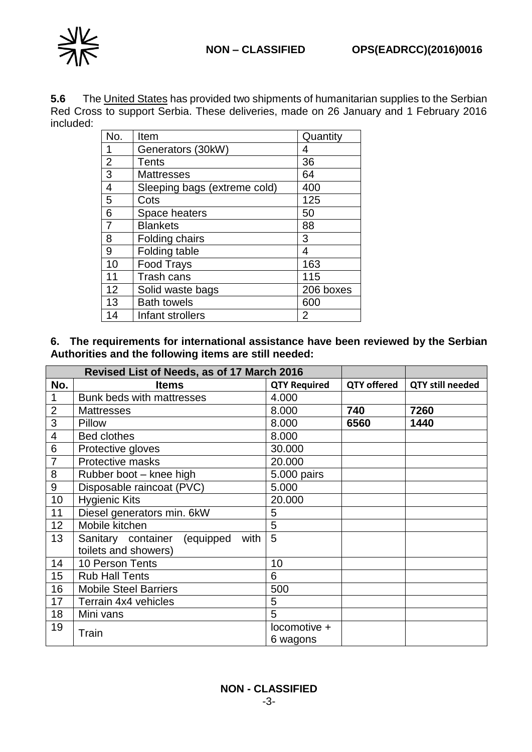**5.6** The United States has provided two shipments of humanitarian supplies to the Serbian Red Cross to support Serbia. These deliveries, made on 26 January and 1 February 2016 included:

| No. | Item | Quantity |
|---|---|---|
| 1 | Generators (30kW) | 4 |
| 2 | Tents | 36 |
| 3 | Mattresses | 64 |
| 4 | Sleeping bags (extreme cold) | 400 |
| 5 | Cots | 125 |
| 6 | Space heaters | 50 |
| 7 | Blankets | 88 |
| 8 | Folding chairs | 3 |
| 9 | Folding table | 4 |
| 10 | Food Trays | 163 |
| 11 | Trash cans | 115 |
| 12 | Solid waste bags | 206 boxes |
| 13 | Bath towels | 600 |
| 14 | Infant strollers | 2 |

**6. The requirements for international assistance have been reviewed by the Serbian Authorities and the following items are still needed:**

| Revised List of Needs, as of 17 March 2016 | | | | |
|---|---|---|---|---|
| **No.** | **Items** | **QTY Required** | **QTY offered** | **QTY still needed** |
| 1 | Bunk beds with mattresses | 4.000 | | |
| 2 | Mattresses | 8.000 | **740** | **7260** |
| 3 | Pillow | 8.000 | **6560** | **1440** |
| 4 | Bed clothes | 8.000 | | |
| 6 | Protective gloves | 30.000 | | |
| 7 | Protective masks | 20.000 | | |
| 8 | Rubber boot – knee high | 5.000 pairs | | |
| 9 | Disposable raincoat (PVC) | 5.000 | | |
| 10 | Hygienic Kits | 20.000 | | |
| 11 | Diesel generators min. 6kW | 5 | | |
| 12 | Mobile kitchen | 5 | | |
| 13 | Sanitary container (equipped with toilets and showers) | 5 | | |
| 14 | 10 Person Tents | 10 | | |
| 15 | Rub Hall Tents | 6 | | |
| 16 | Mobile Steel Barriers | 500 | | |
| 17 | Terrain 4x4 vehicles | 5 | | |
| 18 | Mini vans | 5 | | |
| 19 | Train | locomotive + 6 wagons | | |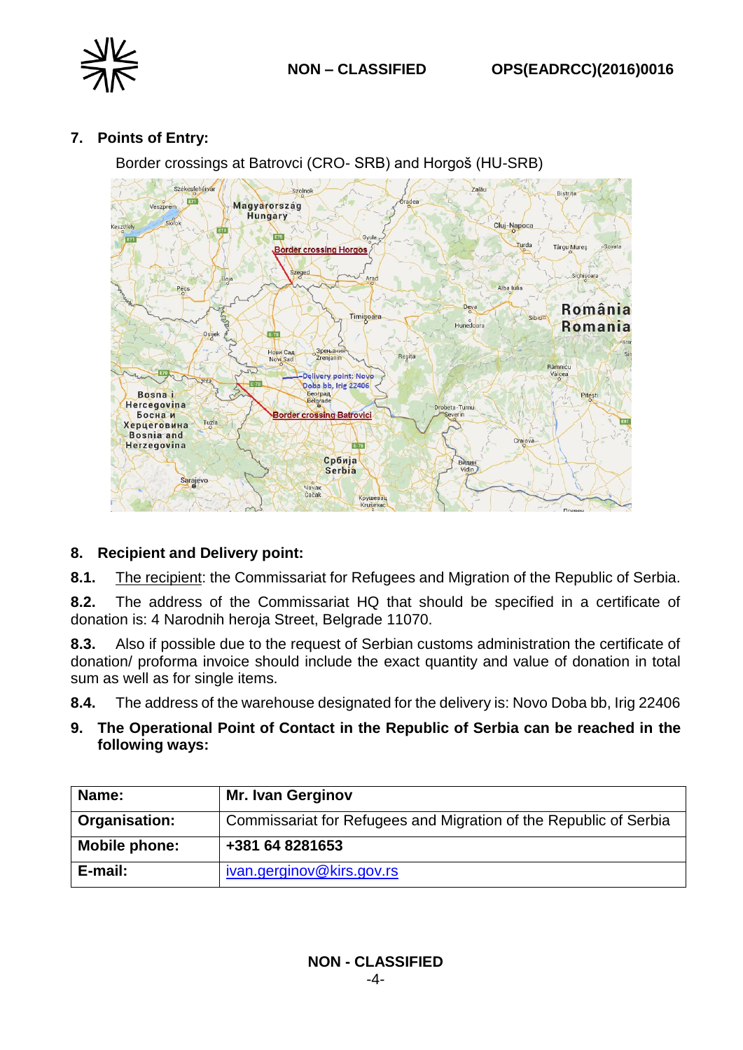## 7. Points of Entry:

Border crossings at Batrovci (CRO- SRB) and Horgoš (HU-SRB)

## 8. Recipient and Delivery point:

**8.1.** The recipient: the Commissariat for Refugees and Migration of the Republic of Serbia.

**8.2.** The address of the Commissariat HQ that should be specified in a certificate of donation is: 4 Narodnih heroja Street, Belgrade 11070.

**8.3.** Also if possible due to the request of Serbian customs administration the certificate of donation/ proforma invoice should include the exact quantity and value of donation in total sum as well as for single items.

**8.4.** The address of the warehouse designated for the delivery is: Novo Doba bb, Irig 22406

## 9. The Operational Point of Contact in the Republic of Serbia can be reached in the following ways:

| **Name:** | **Mr. Ivan Gerginov** |
|---|---|
| **Organisation:** | Commissariat for Refugees and Migration of the Republic of Serbia |
| **Mobile phone:** | **+381 64 8281653** |
| **E-mail:** | ivan.gerginov@kirs.gov.rs |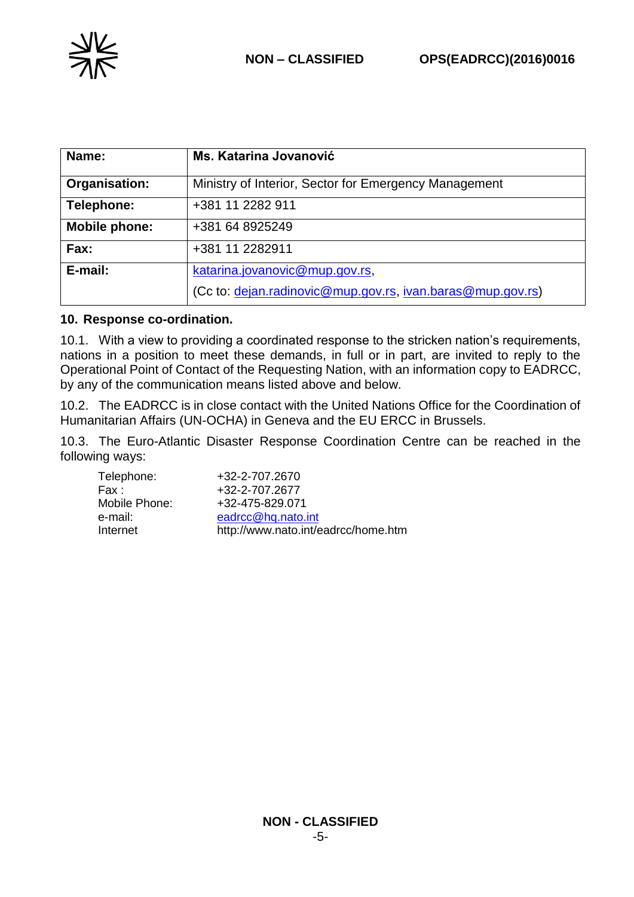| | |
|---|---|
| **Name:** | **Ms. Katarina Jovanović** |
| **Organisation:** | Ministry of Interior, Sector for Emergency Management |
| **Telephone:** | +381 11 2282 911 |
| **Mobile phone:** | +381 64 8925249 |
| **Fax:** | +381 11 2282911 |
| **E-mail:** | katarina.jovanovic@mup.gov.rs, (Cc to: dejan.radinovic@mup.gov.rs, ivan.baras@mup.gov.rs) |

**10. Response co-ordination.**

10.1. With a view to providing a coordinated response to the stricken nation's requirements, nations in a position to meet these demands, in full or in part, are invited to reply to the Operational Point of Contact of the Requesting Nation, with an information copy to EADRCC, by any of the communication means listed above and below.

10.2. The EADRCC is in close contact with the United Nations Office for the Coordination of Humanitarian Affairs (UN-OCHA) in Geneva and the EU ERCC in Brussels.

10.3. The Euro-Atlantic Disaster Response Coordination Centre can be reached in the following ways:

| | |
|---|---|
| Telephone: | +32-2-707.2670 |
| Fax : | +32-2-707.2677 |
| Mobile Phone: | +32-475-829.071 |
| e-mail: | eadrcc@hq.nato.int |
| Internet | http://www.nato.int/eadrcc/home.htm |